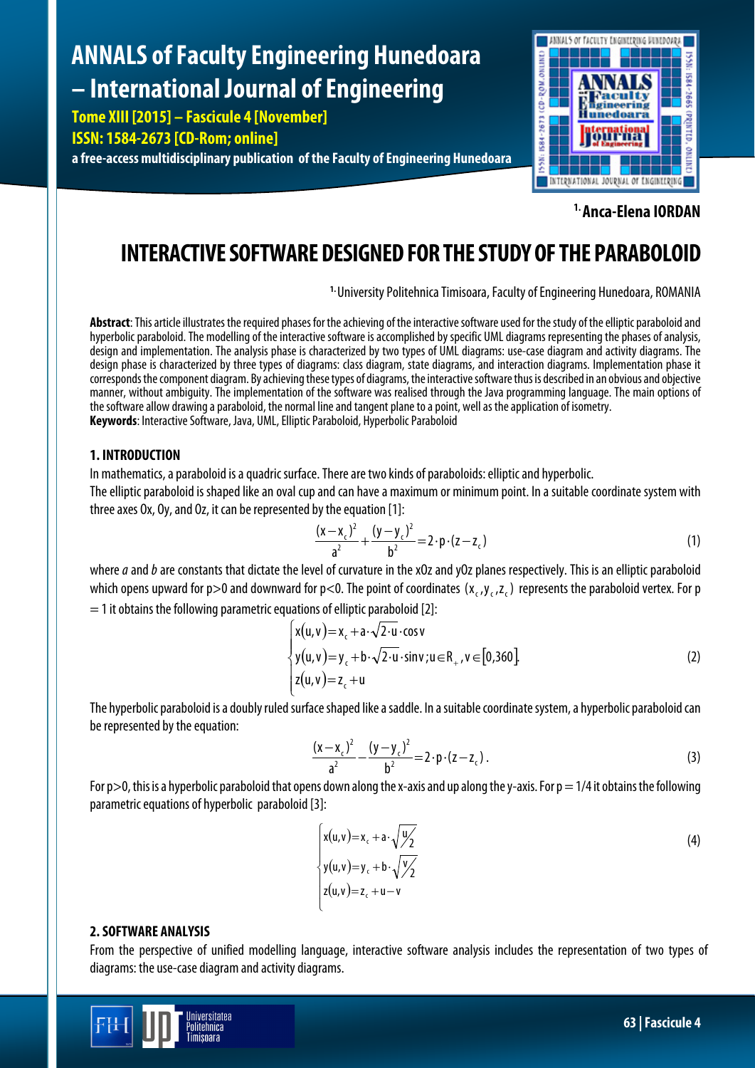# INTERACTIVE SOFTWARE DESIGNED FOR THE STUDY OF THE PARABOLOID

[1.] **Anca-Elena IORDAN**

[1.] University Politehnica Timisoara, Faculty of Engineering Hunedoara, ROMANIA

**Abstract**: This article illustrates the required phases for the achieving of the interactive software used for the study of the elliptic paraboloid and hyperbolic paraboloid. The modelling of the interactive software is accomplished by specific UML diagrams representing the phases of analysis, design and implementation. The analysis phase is characterized by two types of UML diagrams: use-case diagram and activity diagrams. The design phase is characterized by three types of diagrams: class diagram, state diagrams, and interaction diagrams. Implementation phase it corresponds the component diagram. By achieving these types of diagrams, the interactive software thus is described in an obvious and objective manner, without ambiguity. The implementation of the software was realised through the Java programming language. The main options of the software allow drawing a paraboloid, the normal line and tangent plane to a point, well as the application of isometry.

**Keywords**: Interactive Software, Java, UML, Elliptic Paraboloid, Hyperbolic Paraboloid

## 1. INTRODUCTION

In mathematics, a paraboloid is a quadric surface. There are two kinds of paraboloids: elliptic and hyperbolic.

The elliptic paraboloid is shaped like an oval cup and can have a maximum or minimum point. In a suitable coordinate system with three axes Ox, Oy, and Oz, it can be represented by the equation [1]:

$$\frac{(x-x_c)^2}{a^2}+\frac{(y-y_c)^2}{b^2}=2\cdot p\cdot(z-z_c) \tag{1}$$

where *a* and *b* are constants that dictate the level of curvature in the xOz and yOz planes respectively. This is an elliptic paraboloid which opens upward for p>0 and downward for p<0. The point of coordinates $(x_c, y_c, z_c)$ represents the paraboloid vertex. For p = 1 it obtains the following parametric equations of elliptic paraboloid [2]:

$$\begin{cases} x(u,v)=x_c+a\cdot\sqrt{2\cdot u}\cdot\cos v \\ y(u,v)=y_c+b\cdot\sqrt{2\cdot u}\cdot\sin v\,;u\in R_+,v\in[0,360] \\ z(u,v)=z_c+u \end{cases} \tag{2}$$

The hyperbolic paraboloid is a doubly ruled surface shaped like a saddle. In a suitable coordinate system, a hyperbolic paraboloid can be represented by the equation:

$$\frac{(x-x_c)^2}{a^2}-\frac{(y-y_c)^2}{b^2}=2\cdot p\cdot(z-z_c)\,. \tag{3}$$

For p>0, this is a hyperbolic paraboloid that opens down along the x-axis and up along the y-axis. For p = 1/4 it obtains the following parametric equations of hyperbolic paraboloid [3]:

$$\begin{cases} x(u,v)=x_c+a\cdot\sqrt{u/2} \\ y(u,v)=y_c+b\cdot\sqrt{v/2} \\ z(u,v)=z_c+u-v \end{cases} \tag{4}$$

## 2. SOFTWARE ANALYSIS

From the perspective of unified modelling language, interactive software analysis includes the representation of two types of diagrams: the use-case diagram and activity diagrams.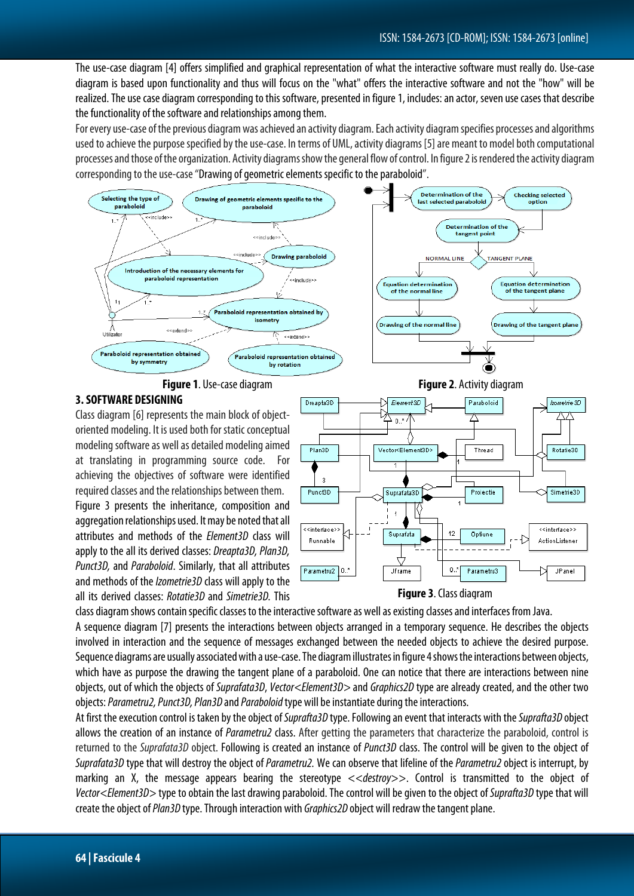The use-case diagram [4] offers simplified and graphical representation of what the interactive software must really do. Use-case diagram is based upon functionality and thus will focus on the "what" offers the interactive software and not the "how" will be realized. The use case diagram corresponding to this software, presented in figure 1, includes: an actor, seven use cases that describe the functionality of the software and relationships among them.

For every use-case of the previous diagram was achieved an activity diagram. Each activity diagram specifies processes and algorithms used to achieve the purpose specified by the use-case. In terms of UML, activity diagrams [5] are meant to model both computational processes and those of the organization. Activity diagrams show the general flow of control. In figure 2 is rendered the activity diagram corresponding to the use-case "Drawing of geometric elements specific to the paraboloid".

**Figure 1**. Use-case diagram

**Figure 2**. Activity diagram

## 3. SOFTWARE DESIGNING

Class diagram [6] represents the main block of object-oriented modeling. It is used both for static conceptual modeling software as well as detailed modeling aimed at translating in programming source code. For achieving the objectives of software were identified required classes and the relationships between them. Figure 3 presents the inheritance, composition and aggregation relationships used. It may be noted that all attributes and methods of the *Element3D* class will apply to the all its derived classes: *Dreapta3D, Plan3D, Punct3D,* and *Paraboloid*. Similarly, that all attributes and methods of the *Izometrie3D* class will apply to the all its derived classes: *Rotatie3D* and *Simetrie3D.* This class diagram shows contain specific classes to the interactive software as well as existing classes and interfaces from Java.

**Figure 3**. Class diagram

A sequence diagram [7] presents the interactions between objects arranged in a temporary sequence. He describes the objects involved in interaction and the sequence of messages exchanged between the needed objects to achieve the desired purpose. Sequence diagrams are usually associated with a use-case. The diagram illustrates in figure 4 shows the interactions between objects, which have as purpose the drawing the tangent plane of a paraboloid. One can notice that there are interactions between nine objects, out of which the objects of *Suprafata3D*, *Vector<Element3D>* and *Graphics2D* type are already created, and the other two objects: *Parametru2, Punct3D, Plan3D* and *Paraboloid* type will be instantiate during the interactions.

At first the execution control is taken by the object of *Suprafta3D* type. Following an event that interacts with the *Suprafta3D* object allows the creation of an instance of *Parametru2* class. After getting the parameters that characterize the paraboloid, control is returned to the *Suprafata3D* object. Following is created an instance of *Punct3D* class. The control will be given to the object of *Suprafata3D* type that will destroy the object of *Parametru2.* We can observe that lifeline of the *Parametru2* object is interrupt, by marking an X, the message appears bearing the stereotype *<<destroy>>*. Control is transmitted to the object of *Vector<Element3D>* type to obtain the last drawing paraboloid. The control will be given to the object of *Suprafta3D* type that will create the object of *Plan3D* type. Through interaction with *Graphics2D* object will redraw the tangent plane.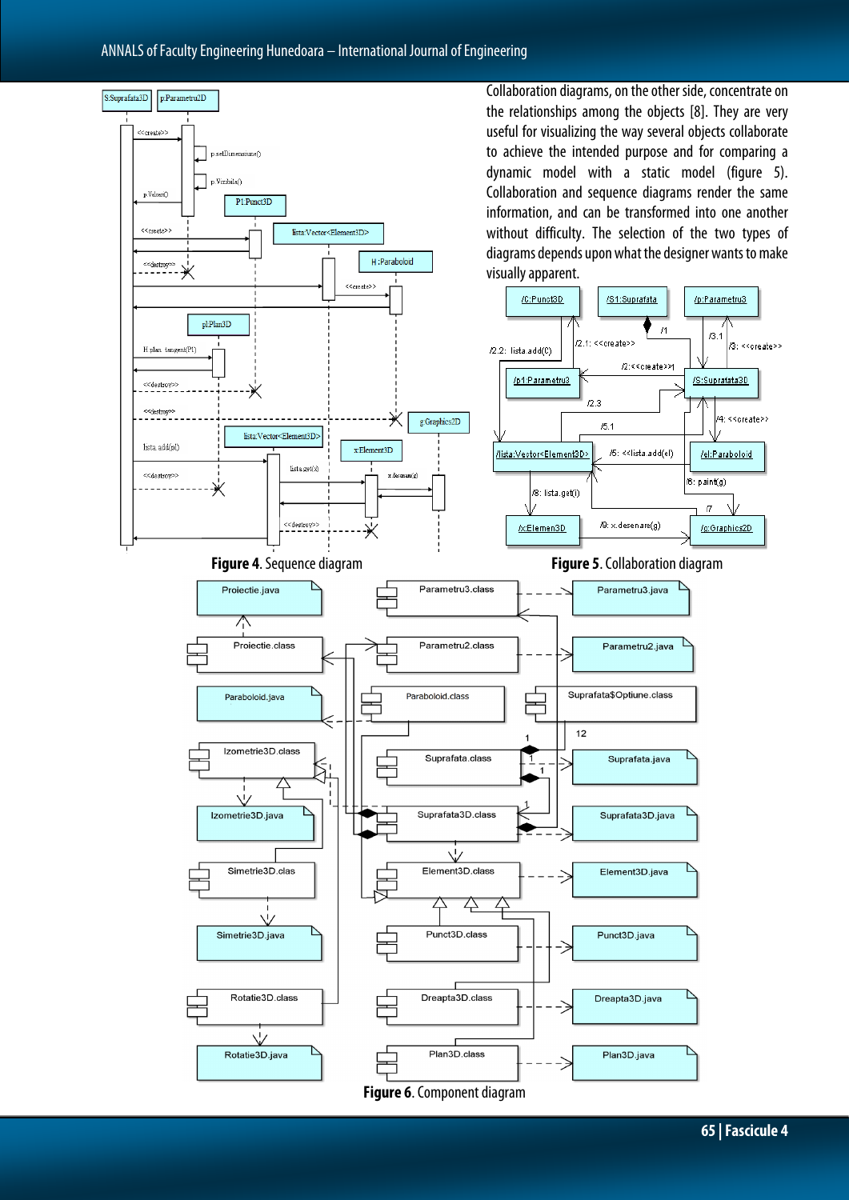Collaboration diagrams, on the other side, concentrate on the relationships among the objects [8]. They are very useful for visualizing the way several objects collaborate to achieve the intended purpose and for comparing a dynamic model with a static model (figure 5). Collaboration and sequence diagrams render the same information, and can be transformed into one another without difficulty. The selection of the two types of diagrams depends upon what the designer wants to make visually apparent.

**Figure 4**. Sequence diagram

**Figure 5**. Collaboration diagram

**Figure 6**. Component diagram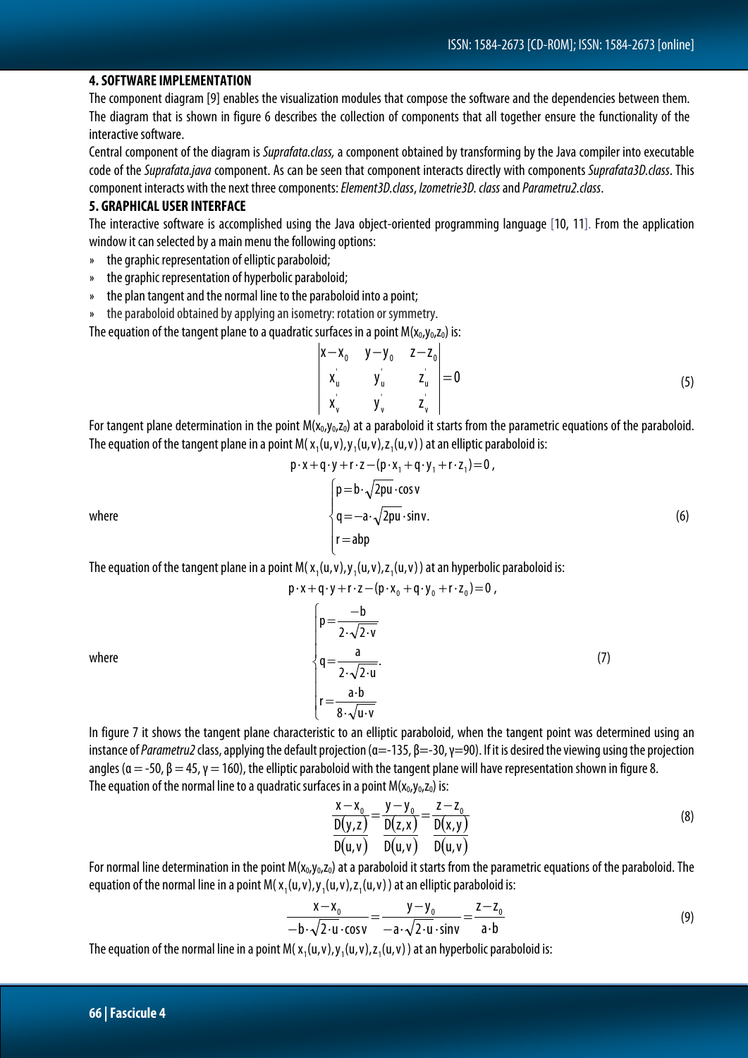#### 4. SOFTWARE IMPLEMENTATION

The component diagram [9] enables the visualization modules that compose the software and the dependencies between them. The diagram that is shown in figure 6 describes the collection of components that all together ensure the functionality of the interactive software.

Central component of the diagram is *Suprafata.class,* a component obtained by transforming by the Java compiler into executable code of the *Suprafata.java* component. As can be seen that component interacts directly with components *Suprafata3D.class*. This component interacts with the next three components: *Element3D.class*, *Izometrie3D. class* and *Parametru2.class*.

#### 5. GRAPHICAL USER INTERFACE

The interactive software is accomplished using the Java object-oriented programming language [10, 11]. From the application window it can selected by a main menu the following options:

- the graphic representation of elliptic paraboloid;
- the graphic representation of hyperbolic paraboloid;
- the plan tangent and the normal line to the paraboloid into a point;
- the paraboloid obtained by applying an isometry: rotation or symmetry.

The equation of the tangent plane to a quadratic surfaces in a point $M(x_0,y_0,z_0)$ is:

$$\begin{vmatrix} x-x_0 & y-y_0 & z-z_0 \\ x_u^{'} & y_u^{'} & z_u^{'} \\ x_v^{'} & y_v^{'} & z_v^{'} \end{vmatrix} = 0 \tag{5}$$

For tangent plane determination in the point $M(x_0,y_0,z_0)$ at a paraboloid it starts from the parametric equations of the paraboloid. The equation of the tangent plane in a point $M(x_1(u,v),y_1(u,v),z_1(u,v))$ at an elliptic paraboloid is:

$$p\cdot x+q\cdot y+r\cdot z-(p\cdot x_1+q\cdot y_1+r\cdot z_1)=0,$$

where

$$\begin{cases} p=b\cdot\sqrt{2pu}\cdot\cos v \\ q=-a\cdot\sqrt{2pu}\cdot\sin v. \\ r=abp \end{cases} \tag{6}$$

The equation of the tangent plane in a point $M(x_1(u,v),y_1(u,v),z_1(u,v))$ at an hyperbolic paraboloid is:

$$p\cdot x+q\cdot y+r\cdot z-(p\cdot x_0+q\cdot y_0+r\cdot z_0)=0,$$

where

$$\begin{cases} p=\dfrac{-b}{2\cdot\sqrt{2\cdot v}} \\ q=\dfrac{a}{2\cdot\sqrt{2\cdot u}}. \\ r=\dfrac{a\cdot b}{8\cdot\sqrt{u\cdot v}} \end{cases} \tag{7}$$

In figure 7 it shows the tangent plane characteristic to an elliptic paraboloid, when the tangent point was determined using an instance of *Parametru2* class, applying the default projection (α=-135, β=-30, γ=90). If it is desired the viewing using the projection angles (α = -50, β = 45, γ = 160), the elliptic paraboloid with the tangent plane will have representation shown in figure 8.

The equation of the normal line to a quadratic surfaces in a point $M(x_0,y_0,z_0)$ is:

$$\frac{x-x_0}{\dfrac{D(y,z)}{D(u,v)}}=\frac{y-y_0}{\dfrac{D(z,x)}{D(u,v)}}=\frac{z-z_0}{\dfrac{D(x,y)}{D(u,v)}} \tag{8}$$

For normal line determination in the point $M(x_0,y_0,z_0)$ at a paraboloid it starts from the parametric equations of the paraboloid. The equation of the normal line in a point $M(x_1(u,v),y_1(u,v),z_1(u,v))$ at an elliptic paraboloid is:

$$\frac{x-x_0}{-b\cdot\sqrt{2\cdot u}\cdot\cos v}=\frac{y-y_0}{-a\cdot\sqrt{2\cdot u}\cdot\sin v}=\frac{z-z_0}{a\cdot b} \tag{9}$$

The equation of the normal line in a point $M(x_1(u,v),y_1(u,v),z_1(u,v))$ at an hyperbolic paraboloid is: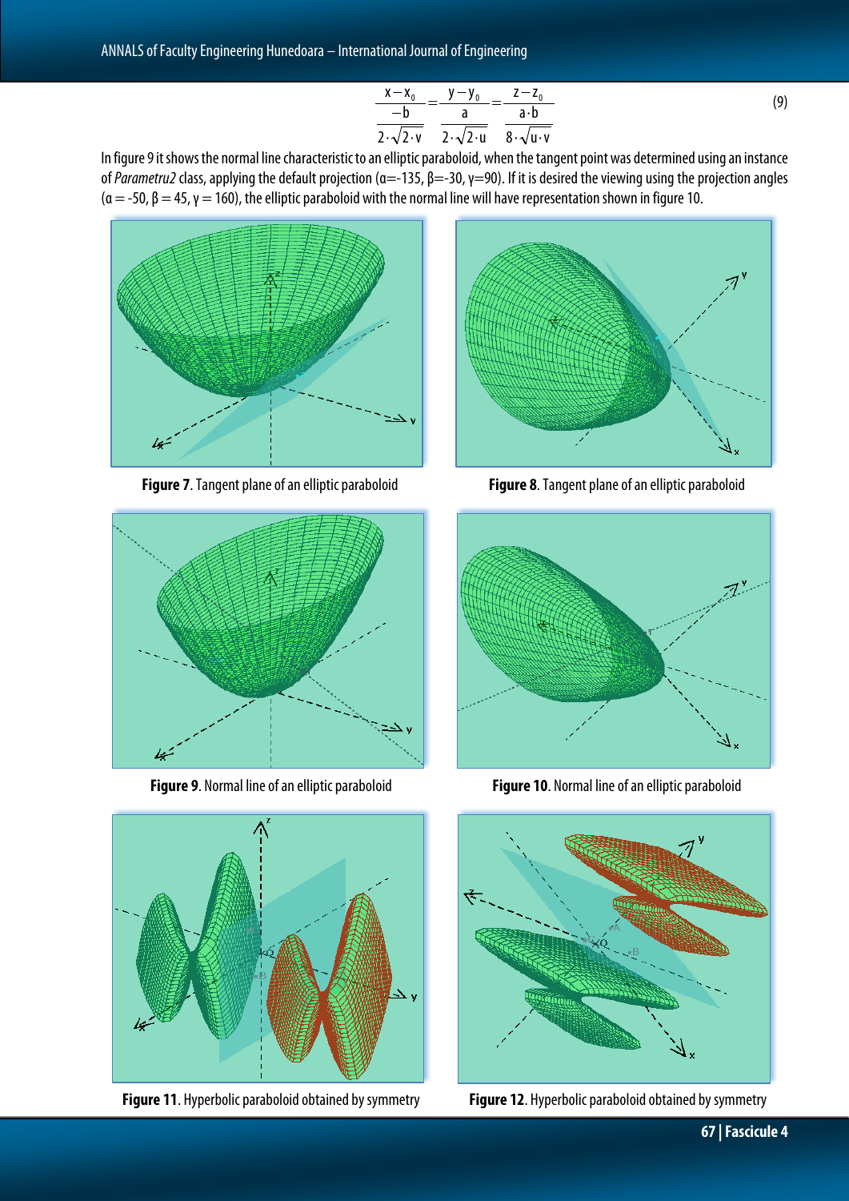$$\frac{x - x_0}{\frac{-b}{2 \cdot \sqrt{2 \cdot v}}} = \frac{y - y_0}{\frac{a}{2 \cdot \sqrt{2 \cdot u}}} = \frac{z - z_0}{\frac{a \cdot b}{8 \cdot \sqrt{u \cdot v}}} \tag{9}$$

In figure 9 it shows the normal line characteristic to an elliptic paraboloid, when the tangent point was determined using an instance of *Parametru2* class, applying the default projection ($\alpha$=-135, $\beta$=-30, $\gamma$=90). If it is desired the viewing using the projection angles ($\alpha$ = -50, $\beta$ = 45, $\gamma$ = 160), the elliptic paraboloid with the normal line will have representation shown in figure 10.

**Figure 7**. Tangent plane of an elliptic paraboloid

**Figure 8**. Tangent plane of an elliptic paraboloid

**Figure 9**. Normal line of an elliptic paraboloid

**Figure 10**. Normal line of an elliptic paraboloid

**Figure 11**. Hyperbolic paraboloid obtained by symmetry

**Figure 12**. Hyperbolic paraboloid obtained by symmetry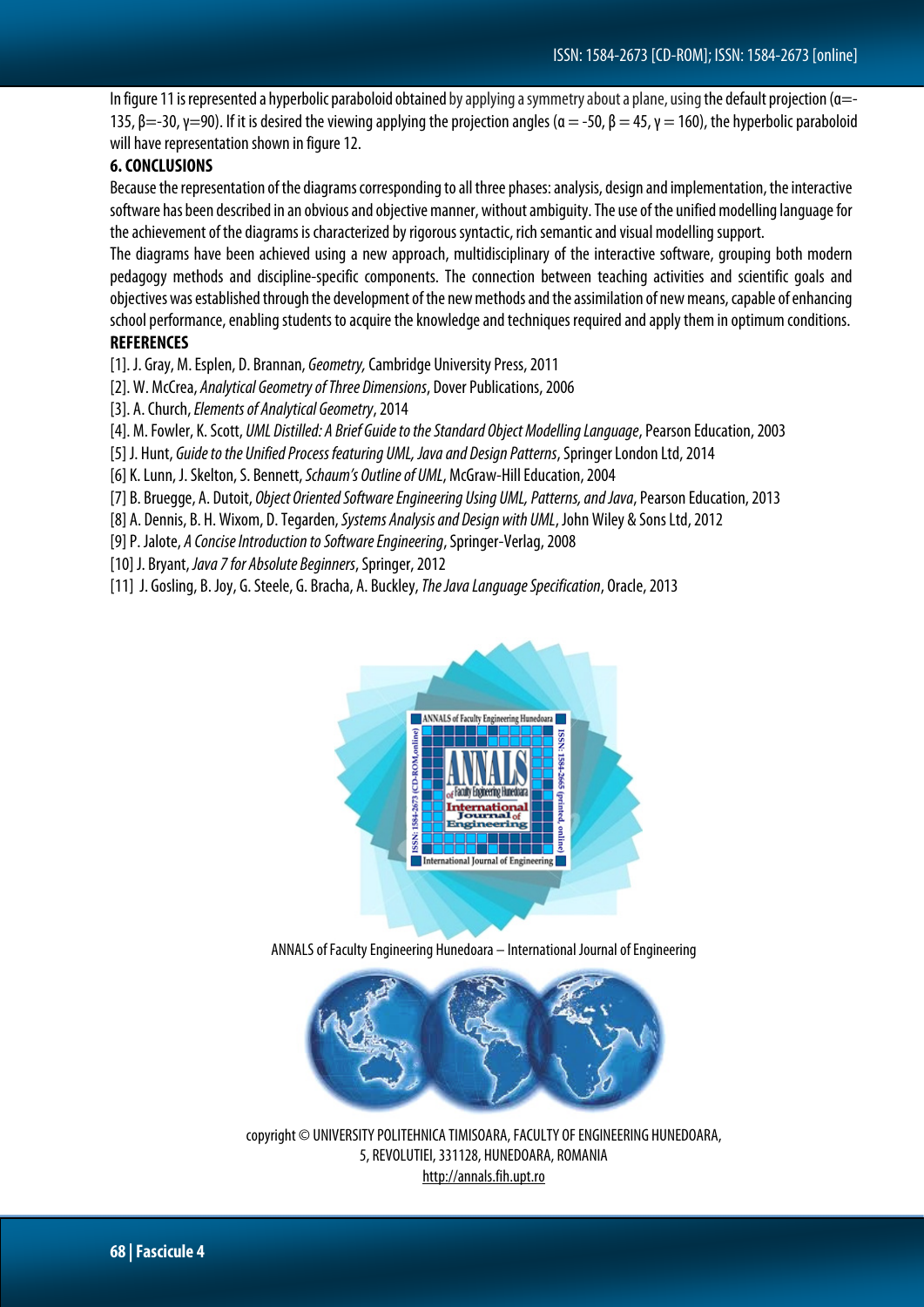In figure 11 is represented a hyperbolic paraboloid obtained by applying a symmetry about a plane, using the default projection ($\alpha$=-135, $\beta$=-30, $\gamma$=90). If it is desired the viewing applying the projection angles ($\alpha$ = -50, $\beta$ = 45, $\gamma$ = 160), the hyperbolic paraboloid will have representation shown in figure 12.

## 6. CONCLUSIONS

Because the representation of the diagrams corresponding to all three phases: analysis, design and implementation, the interactive software has been described in an obvious and objective manner, without ambiguity. The use of the unified modelling language for the achievement of the diagrams is characterized by rigorous syntactic, rich semantic and visual modelling support.

The diagrams have been achieved using a new approach, multidisciplinary of the interactive software, grouping both modern pedagogy methods and discipline-specific components. The connection between teaching activities and scientific goals and objectives was established through the development of the new methods and the assimilation of new means, capable of enhancing school performance, enabling students to acquire the knowledge and techniques required and apply them in optimum conditions.

## REFERENCES

[1]. J. Gray, M. Esplen, D. Brannan, *Geometry,* Cambridge University Press, 2011

[2]. W. McCrea, *Analytical Geometry of Three Dimensions*, Dover Publications, 2006

[3]. A. Church, *Elements of Analytical Geometry*, 2014

[4]. M. Fowler, K. Scott, *UML Distilled: A Brief Guide to the Standard Object Modelling Language*, Pearson Education, 2003

[5] J. Hunt, *Guide to the Unified Process featuring UML, Java and Design Patterns*, Springer London Ltd, 2014

[6] K. Lunn, J. Skelton, S. Bennett, *Schaum's Outline of UML*, McGraw-Hill Education, 2004

[7] B. Bruegge, A. Dutoit, *Object Oriented Software Engineering Using UML, Patterns, and Java*, Pearson Education, 2013

[8] A. Dennis, B. H. Wixom, D. Tegarden, *Systems Analysis and Design with UML*, John Wiley & Sons Ltd, 2012

[9] P. Jalote, *A Concise Introduction to Software Engineering*, Springer-Verlag, 2008

[10] J. Bryant, *Java 7 for Absolute Beginners*, Springer, 2012

[11] J. Gosling, B. Joy, G. Steele, G. Bracha, A. Buckley, *The Java Language Specification*, Oracle, 2013

ANNALS of Faculty Engineering Hunedoara – International Journal of Engineering

copyright © UNIVERSITY POLITEHNICA TIMISOARA, FACULTY OF ENGINEERING HUNEDOARA,
5, REVOLUTIEI, 331128, HUNEDOARA, ROMANIA
http://annals.fih.upt.ro